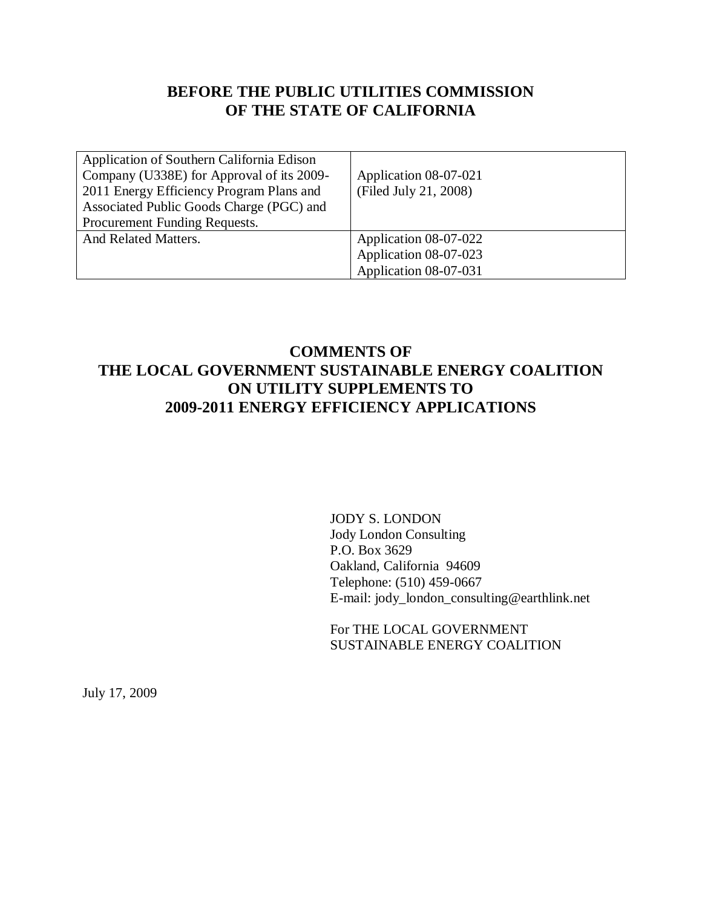# BEFORE THE PUBLIC UTILITIES COMMISSION OF THE STATE OF CALIFORNIA

| Application of Southern California Edison Company (U338E) for Approval of its 2009-2011 Energy Efficiency Program Plans and Associated Public Goods Charge (PGC) and Procurement Funding Requests. | Application 08-07-021 (Filed July 21, 2008) |
|---|---|
| And Related Matters. | Application 08-07-022<br>Application 08-07-023<br>Application 08-07-031 |

## COMMENTS OF THE LOCAL GOVERNMENT SUSTAINABLE ENERGY COALITION ON UTILITY SUPPLEMENTS TO 2009-2011 ENERGY EFFICIENCY APPLICATIONS

JODY S. LONDON
Jody London Consulting
P.O. Box 3629
Oakland, California 94609
Telephone: (510) 459-0667
E-mail: jody_london_consulting@earthlink.net

For THE LOCAL GOVERNMENT SUSTAINABLE ENERGY COALITION

July 17, 2009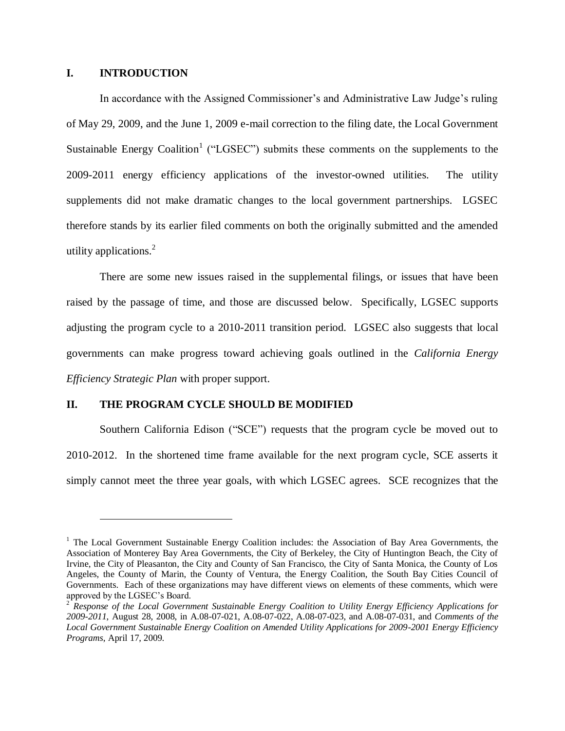## I. INTRODUCTION

In accordance with the Assigned Commissioner's and Administrative Law Judge's ruling of May 29, 2009, and the June 1, 2009 e-mail correction to the filing date, the Local Government Sustainable Energy Coalition[1] ("LGSEC") submits these comments on the supplements to the 2009-2011 energy efficiency applications of the investor-owned utilities. The utility supplements did not make dramatic changes to the local government partnerships. LGSEC therefore stands by its earlier filed comments on both the originally submitted and the amended utility applications.[2]

There are some new issues raised in the supplemental filings, or issues that have been raised by the passage of time, and those are discussed below. Specifically, LGSEC supports adjusting the program cycle to a 2010-2011 transition period. LGSEC also suggests that local governments can make progress toward achieving goals outlined in the *California Energy Efficiency Strategic Plan* with proper support.

## II. THE PROGRAM CYCLE SHOULD BE MODIFIED

Southern California Edison ("SCE") requests that the program cycle be moved out to 2010-2012. In the shortened time frame available for the next program cycle, SCE asserts it simply cannot meet the three year goals, with which LGSEC agrees. SCE recognizes that the

---

[1] The Local Government Sustainable Energy Coalition includes: the Association of Bay Area Governments, the Association of Monterey Bay Area Governments, the City of Berkeley, the City of Huntington Beach, the City of Irvine, the City of Pleasanton, the City and County of San Francisco, the City of Santa Monica, the County of Los Angeles, the County of Marin, the County of Ventura, the Energy Coalition, the South Bay Cities Council of Governments. Each of these organizations may have different views on elements of these comments, which were approved by the LGSEC's Board.

[2] *Response of the Local Government Sustainable Energy Coalition to Utility Energy Efficiency Applications for 2009-2011*, August 28, 2008, in A.08-07-021, A.08-07-022, A.08-07-023, and A.08-07-031, and *Comments of the Local Government Sustainable Energy Coalition on Amended Utility Applications for 2009-2001 Energy Efficiency Programs*, April 17, 2009.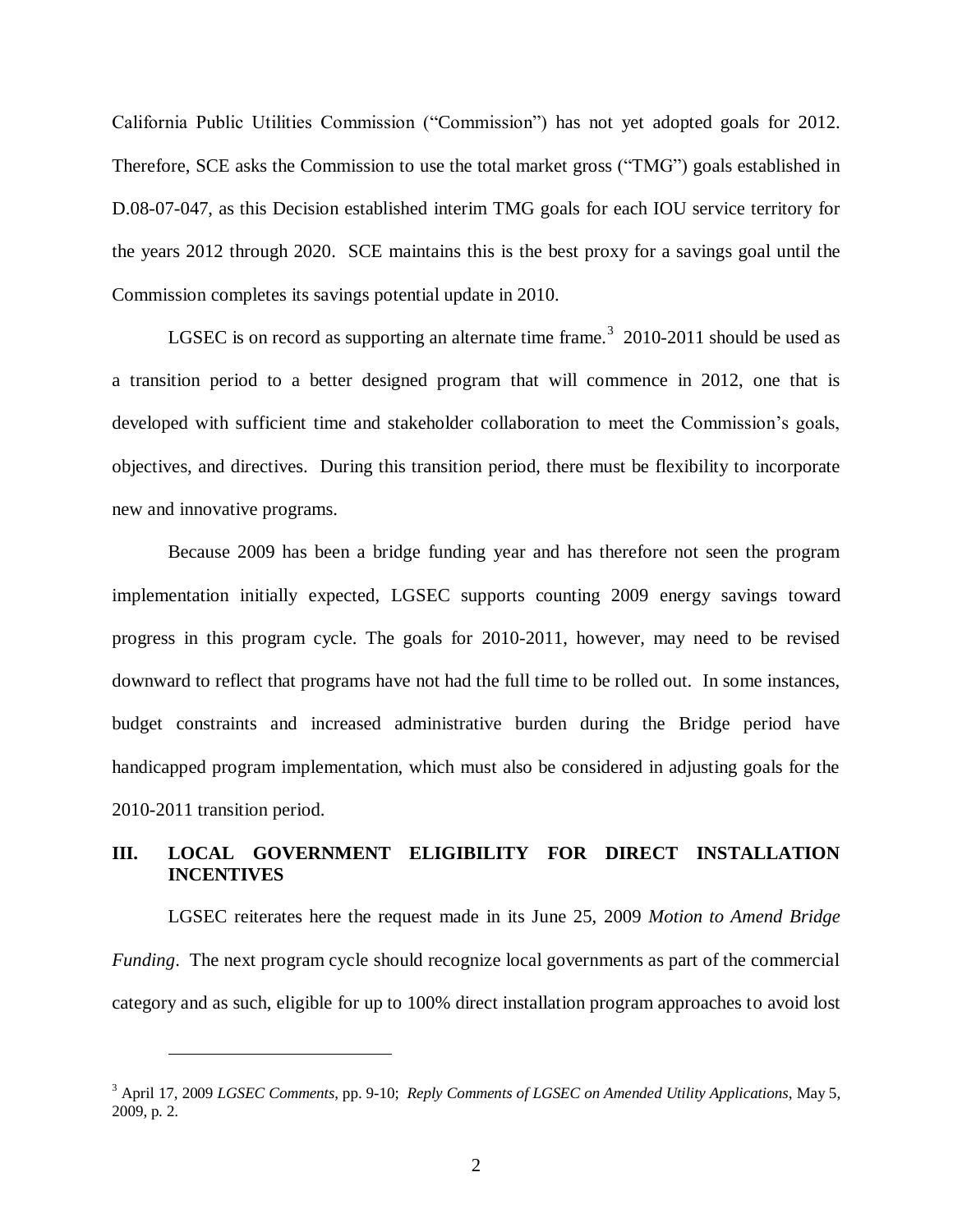California Public Utilities Commission ("Commission") has not yet adopted goals for 2012. Therefore, SCE asks the Commission to use the total market gross ("TMG") goals established in D.08-07-047, as this Decision established interim TMG goals for each IOU service territory for the years 2012 through 2020. SCE maintains this is the best proxy for a savings goal until the Commission completes its savings potential update in 2010.

LGSEC is on record as supporting an alternate time frame.[3] 2010-2011 should be used as a transition period to a better designed program that will commence in 2012, one that is developed with sufficient time and stakeholder collaboration to meet the Commission's goals, objectives, and directives. During this transition period, there must be flexibility to incorporate new and innovative programs.

Because 2009 has been a bridge funding year and has therefore not seen the program implementation initially expected, LGSEC supports counting 2009 energy savings toward progress in this program cycle. The goals for 2010-2011, however, may need to be revised downward to reflect that programs have not had the full time to be rolled out. In some instances, budget constraints and increased administrative burden during the Bridge period have handicapped program implementation, which must also be considered in adjusting goals for the 2010-2011 transition period.

## III. LOCAL GOVERNMENT ELIGIBILITY FOR DIRECT INSTALLATION INCENTIVES

LGSEC reiterates here the request made in its June 25, 2009 *Motion to Amend Bridge Funding*. The next program cycle should recognize local governments as part of the commercial category and as such, eligible for up to 100% direct installation program approaches to avoid lost

---

[3] April 17, 2009 *LGSEC Comments*, pp. 9-10; *Reply Comments of LGSEC on Amended Utility Applications*, May 5, 2009, p. 2.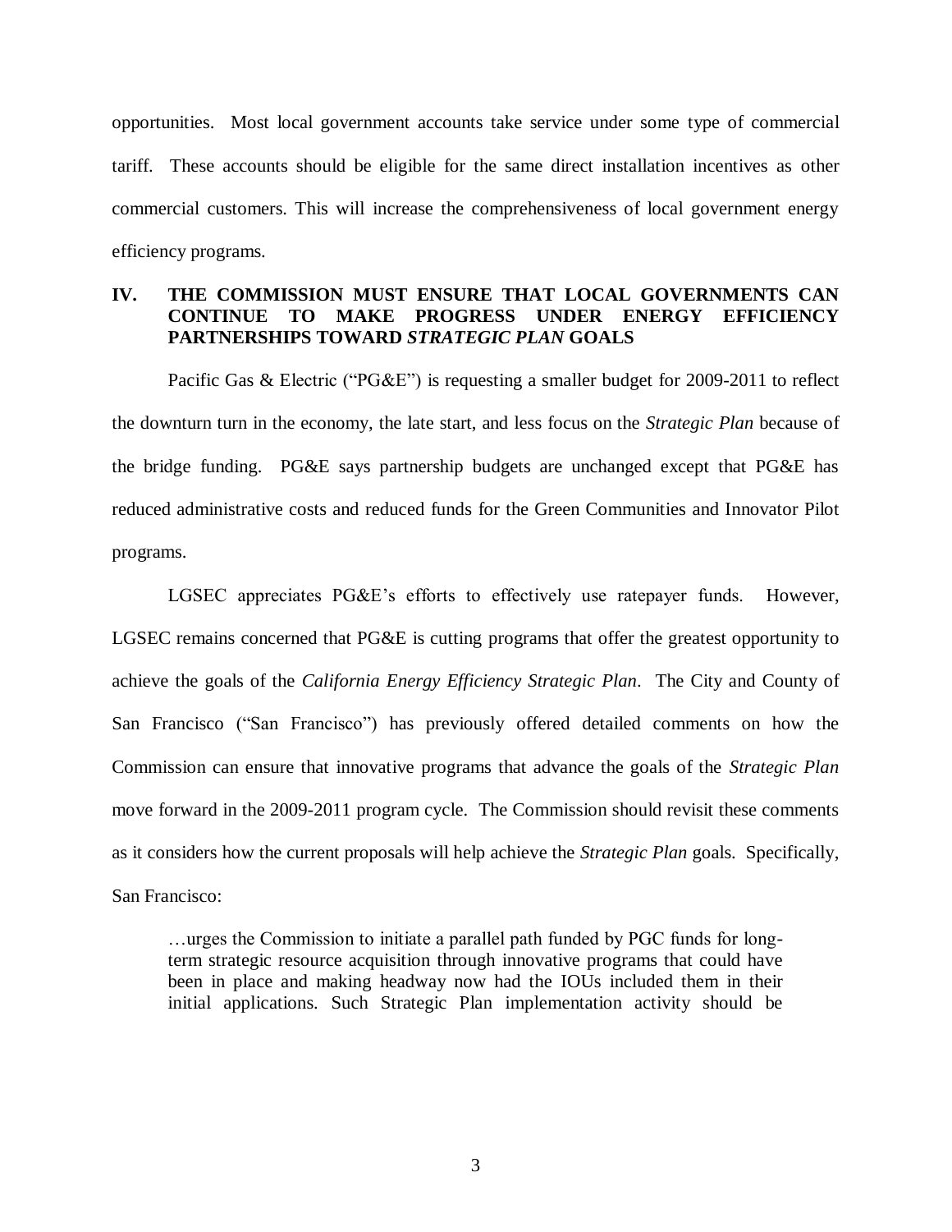opportunities. Most local government accounts take service under some type of commercial tariff. These accounts should be eligible for the same direct installation incentives as other commercial customers. This will increase the comprehensiveness of local government energy efficiency programs.

## IV. THE COMMISSION MUST ENSURE THAT LOCAL GOVERNMENTS CAN CONTINUE TO MAKE PROGRESS UNDER ENERGY EFFICIENCY PARTNERSHIPS TOWARD *STRATEGIC PLAN* GOALS

Pacific Gas & Electric ("PG&E") is requesting a smaller budget for 2009-2011 to reflect the downturn turn in the economy, the late start, and less focus on the *Strategic Plan* because of the bridge funding. PG&E says partnership budgets are unchanged except that PG&E has reduced administrative costs and reduced funds for the Green Communities and Innovator Pilot programs.

LGSEC appreciates PG&E's efforts to effectively use ratepayer funds. However, LGSEC remains concerned that PG&E is cutting programs that offer the greatest opportunity to achieve the goals of the *California Energy Efficiency Strategic Plan*. The City and County of San Francisco ("San Francisco") has previously offered detailed comments on how the Commission can ensure that innovative programs that advance the goals of the *Strategic Plan* move forward in the 2009-2011 program cycle. The Commission should revisit these comments as it considers how the current proposals will help achieve the *Strategic Plan* goals. Specifically, San Francisco:

> …urges the Commission to initiate a parallel path funded by PGC funds for long-term strategic resource acquisition through innovative programs that could have been in place and making headway now had the IOUs included them in their initial applications. Such Strategic Plan implementation activity should be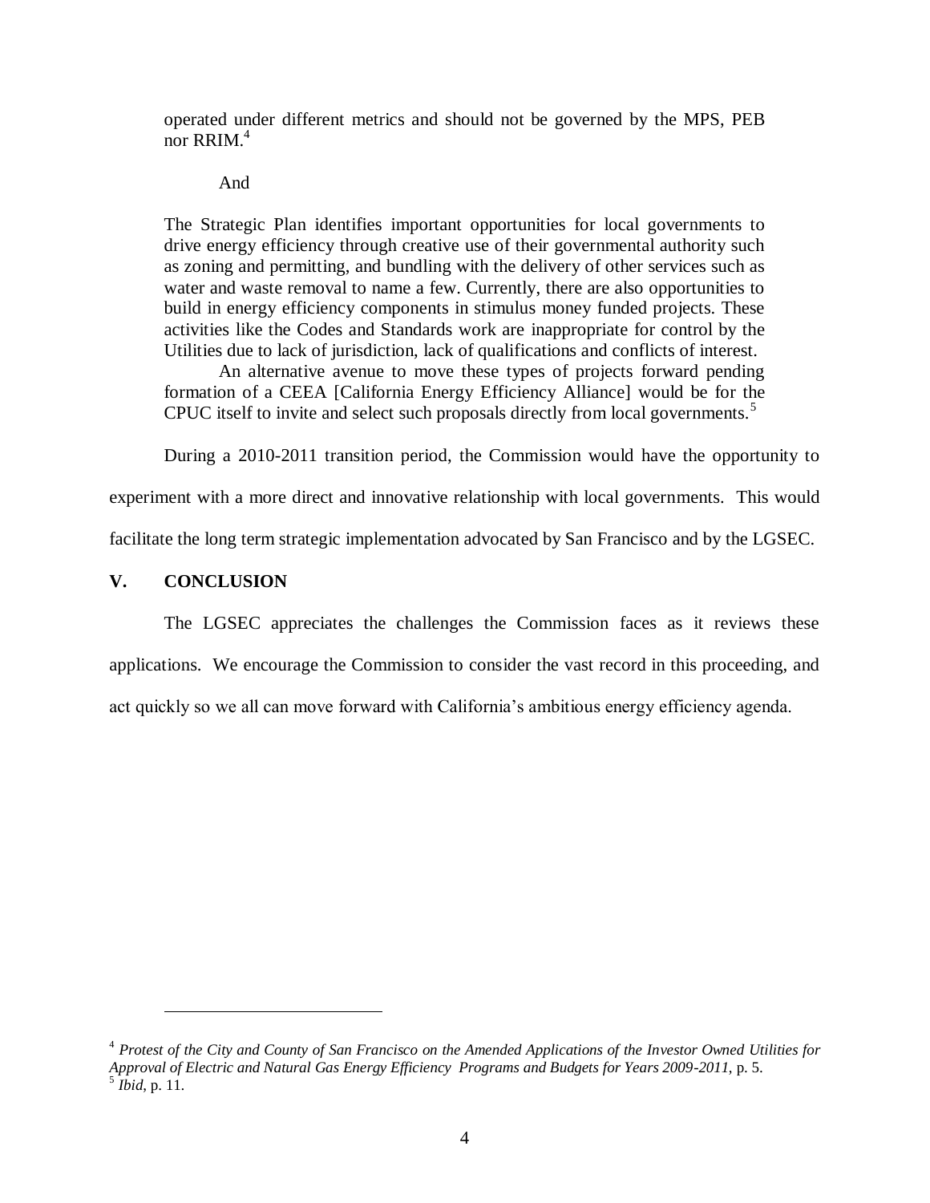> operated under different metrics and should not be governed by the MPS, PEB nor RRIM.[4]
>
> And
>
> The Strategic Plan identifies important opportunities for local governments to drive energy efficiency through creative use of their governmental authority such as zoning and permitting, and bundling with the delivery of other services such as water and waste removal to name a few. Currently, there are also opportunities to build in energy efficiency components in stimulus money funded projects. These activities like the Codes and Standards work are inappropriate for control by the Utilities due to lack of jurisdiction, lack of qualifications and conflicts of interest.
>
> An alternative avenue to move these types of projects forward pending formation of a CEEA [California Energy Efficiency Alliance] would be for the CPUC itself to invite and select such proposals directly from local governments.[5]

During a 2010-2011 transition period, the Commission would have the opportunity to experiment with a more direct and innovative relationship with local governments. This would facilitate the long term strategic implementation advocated by San Francisco and by the LGSEC.

## V. CONCLUSION

The LGSEC appreciates the challenges the Commission faces as it reviews these applications. We encourage the Commission to consider the vast record in this proceeding, and act quickly so we all can move forward with California's ambitious energy efficiency agenda.

---

[4] *Protest of the City and County of San Francisco on the Amended Applications of the Investor Owned Utilities for Approval of Electric and Natural Gas Energy Efficiency Programs and Budgets for Years 2009-2011*, p. 5.

[5] *Ibid*, p. 11.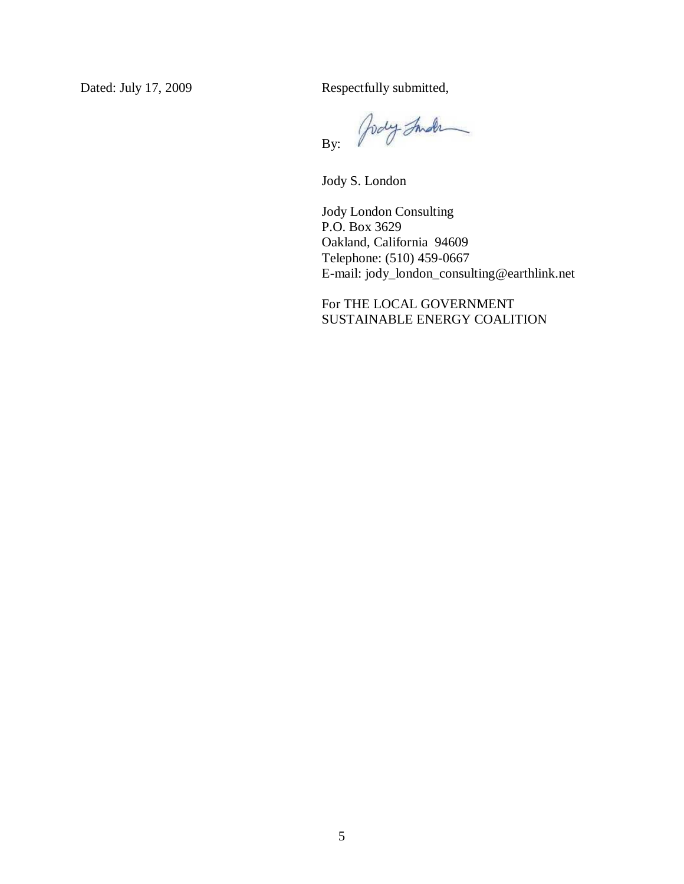Dated: July 17, 2009

Respectfully submitted,

By: 

Jody S. London

Jody London Consulting
P.O. Box 3629
Oakland, California 94609
Telephone: (510) 459-0667
E-mail: jody_london_consulting@earthlink.net

For THE LOCAL GOVERNMENT SUSTAINABLE ENERGY COALITION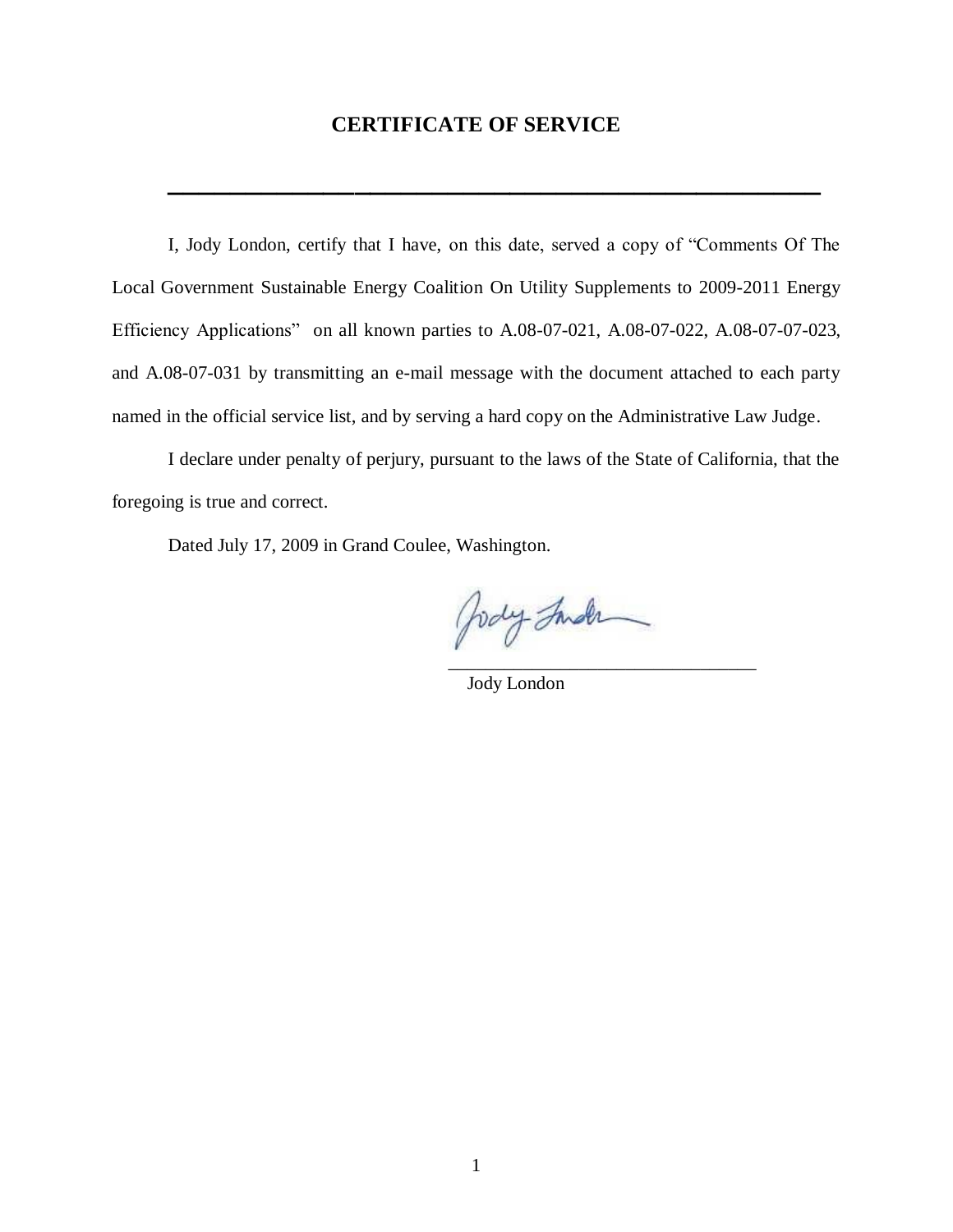# CERTIFICATE OF SERVICE

---

I, Jody London, certify that I have, on this date, served a copy of "Comments Of The Local Government Sustainable Energy Coalition On Utility Supplements to 2009-2011 Energy Efficiency Applications" on all known parties to A.08-07-021, A.08-07-022, A.08-07-07-023, and A.08-07-031 by transmitting an e-mail message with the document attached to each party named in the official service list, and by serving a hard copy on the Administrative Law Judge.

I declare under penalty of perjury, pursuant to the laws of the State of California, that the foregoing is true and correct.

Dated July 17, 2009 in Grand Coulee, Washington.

\_\_\_\_\_\_\_\_\_\_\_\_\_\_\_\_\_\_\_\_\_\_\_\_\_\_\_\_\_\_\_\_

Jody London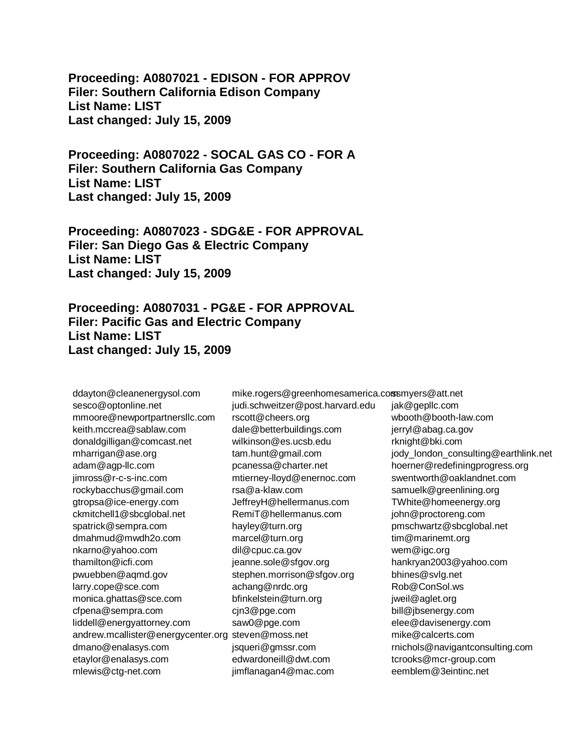**Proceeding: A0807021 - EDISON - FOR APPROV**
**Filer: Southern California Edison Company**
**List Name: LIST**
**Last changed: July 15, 2009**

**Proceeding: A0807022 - SOCAL GAS CO - FOR A**
**Filer: Southern California Gas Company**
**List Name: LIST**
**Last changed: July 15, 2009**

**Proceeding: A0807023 - SDG&E - FOR APPROVAL**
**Filer: San Diego Gas & Electric Company**
**List Name: LIST**
**Last changed: July 15, 2009**

**Proceeding: A0807031 - PG&E - FOR APPROVAL**
**Filer: Pacific Gas and Electric Company**
**List Name: LIST**
**Last changed: July 15, 2009**

ddayton@cleanenergysol.com
sesco@optonline.net
mmoore@newportpartnersllc.com
keith.mccrea@sablaw.com
donaldgilligan@comcast.net
mharrigan@ase.org
adam@agp-llc.com
jimross@r-c-s-inc.com
rockybacchus@gmail.com
gtropsa@ice-energy.com
ckmitchell1@sbcglobal.net
spatrick@sempra.com
dmahmud@mwdh2o.com
nkarno@yahoo.com
thamilton@icfi.com
pwuebben@aqmd.gov
larry.cope@sce.com
monica.ghattas@sce.com
cfpena@sempra.com
liddell@energyattorney.com
andrew.mcallister@energycenter.org
dmano@enalasys.com
etaylor@enalasys.com
mlewis@ctg-net.com
mike.rogers@greenhomesamerica.com
judi.schweitzer@post.harvard.edu
rscott@cheers.org
dale@betterbuildings.com
wilkinson@es.ucsb.edu
tam.hunt@gmail.com
pcanessa@charter.net
mtierney-lloyd@enernoc.com
rsa@a-klaw.com
JeffreyH@hellermanus.com
RemiT@hellermanus.com
hayley@turn.org
marcel@turn.org
dil@cpuc.ca.gov
jeanne.sole@sfgov.org
stephen.morrison@sfgov.org
achang@nrdc.org
bfinkelstein@turn.org
cjn3@pge.com
saw0@pge.com
steven@moss.net
jsqueri@gmssr.com
edwardoneill@dwt.com
jimflanagan4@mac.com
ssmyers@att.net
jak@gepllc.com
wbooth@booth-law.com
jerryl@abag.ca.gov
rknight@bki.com
jody_london_consulting@earthlink.net
hoerner@redefiningprogress.org
swentworth@oaklandnet.com
samuelk@greenlining.org
TWhite@homeenergy.org
john@proctoreng.com
pmschwartz@sbcglobal.net
tim@marinemt.org
wem@igc.org
hankryan2003@yahoo.com
bhines@svlg.net
Rob@ConSol.ws
jweil@aglet.org
bill@jbsenergy.com
elee@davisenergy.com
mike@calcerts.com
rnichols@navigantconsulting.com
tcrooks@mcr-group.com
eemblem@3eintinc.net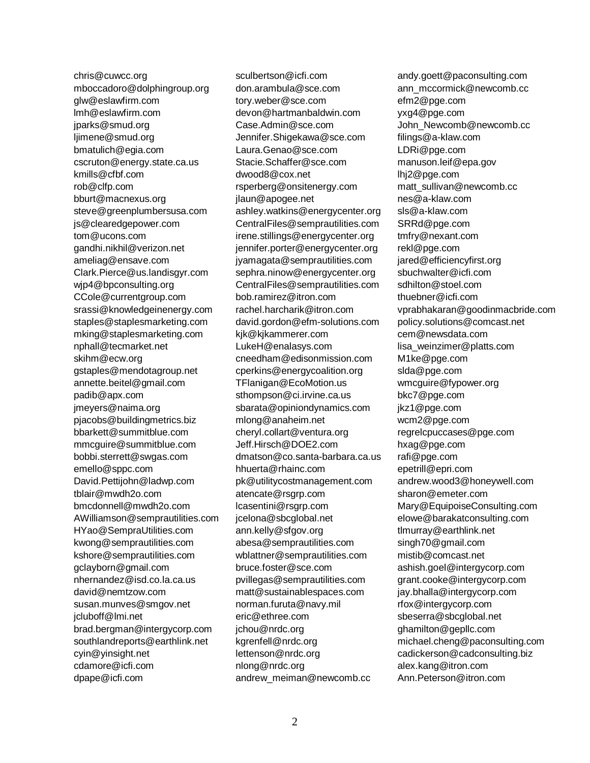chris@cuwcc.org
mboccadoro@dolphingroup.org
glw@eslawfirm.com
lmh@eslawfirm.com
jparks@smud.org
ljimene@smud.org
bmatulich@egia.com
cscruton@energy.state.ca.us
kmills@cfbf.com
rob@clfp.com
bburt@macnexus.org
steve@greenplumbersusa.com
js@clearedgepower.com
tom@ucons.com
gandhi.nikhil@verizon.net
ameliag@ensave.com
Clark.Pierce@us.landisgyr.com
wjp4@bpconsulting.org
CCole@currentgroup.com
srassi@knowledgeinenergy.com
staples@staplesmarketing.com
mking@staplesmarketing.com
nphall@tecmarket.net
skihm@ecw.org
gstaples@mendotagroup.net
annette.beitel@gmail.com
padib@apx.com
jmeyers@naima.org
pjacobs@buildingmetrics.biz
bbarkett@summitblue.com
mmcguire@summitblue.com
bobbi.sterrett@swgas.com
emello@sppc.com
David.Pettijohn@ladwp.com
tblair@mwdh2o.com
bmcdonnell@mwdh2o.com
AWilliamson@semprautilities.com
HYao@SempraUtilities.com
kwong@semprautilities.com
kshore@semprautilities.com
gclayborn@gmail.com
nhernandez@isd.co.la.ca.us
david@nemtzow.com
susan.munves@smgov.net
jcluboff@lmi.net
brad.bergman@intergycorp.com
southlandreports@earthlink.net
cyin@yinsight.net
cdamore@icfi.com
dpape@icfi.com
sculbertson@icfi.com
don.arambula@sce.com
tory.weber@sce.com
devon@hartmanbaldwin.com
Case.Admin@sce.com
Jennifer.Shigekawa@sce.com
Laura.Genao@sce.com
Stacie.Schaffer@sce.com
dwood8@cox.net
rsperberg@onsitenergy.com
jlaun@apogee.net
ashley.watkins@energycenter.org
CentralFiles@semprautilities.com
irene.stillings@energycenter.org
jennifer.porter@energycenter.org
jyamagata@semprautilities.com
sephra.ninow@energycenter.org
CentralFiles@semprautilities.com
bob.ramirez@itron.com
rachel.harcharik@itron.com
david.gordon@efm-solutions.com
kjk@kjkammerer.com
LukeH@enalasys.com
cneedham@edisonmission.com
cperkins@energycoalition.org
TFlanigan@EcoMotion.us
sthompson@ci.irvine.ca.us
sbarata@opiniondynamics.com
mlong@anaheim.net
cheryl.collart@ventura.org
Jeff.Hirsch@DOE2.com
dmatson@co.santa-barbara.ca.us
hhuerta@rhainc.com
pk@utilitycostmanagement.com
atencate@rsgrp.com
lcasentini@rsgrp.com
jcelona@sbcglobal.net
ann.kelly@sfgov.org
abesa@semprautilities.com
wblattner@semprautilities.com
bruce.foster@sce.com
pvillegas@semprautilities.com
matt@sustainablespaces.com
norman.furuta@navy.mil
eric@ethree.com
jchou@nrdc.org
kgrenfell@nrdc.org
lettenson@nrdc.org
nlong@nrdc.org
andrew_meiman@newcomb.cc
andy.goett@paconsulting.com
ann_mccormick@newcomb.cc
efm2@pge.com
yxg4@pge.com
John_Newcomb@newcomb.cc
filings@a-klaw.com
LDRi@pge.com
manuson.leif@epa.gov
lhj2@pge.com
matt_sullivan@newcomb.cc
nes@a-klaw.com
sls@a-klaw.com
SRRd@pge.com
tmfry@nexant.com
rekl@pge.com
jared@efficiencyfirst.org
sbuchwalter@icfi.com
sdhilton@stoel.com
thuebner@icfi.com
vprabhakaran@goodinmacbride.com
policy.solutions@comcast.net
cem@newsdata.com
lisa_weinzimer@platts.com
M1ke@pge.com
slda@pge.com
wmcguire@fypower.org
bkc7@pge.com
jkz1@pge.com
wcm2@pge.com
regrelcpuccases@pge.com
hxag@pge.com
rafi@pge.com
epetrill@epri.com
andrew.wood3@honeywell.com
sharon@emeter.com
Mary@EquipoiseConsulting.com
elowe@barakatconsulting.com
tlmurray@earthlink.net
singh70@gmail.com
mistib@comcast.net
ashish.goel@intergycorp.com
grant.cooke@intergycorp.com
jay.bhalla@intergycorp.com
rfox@intergycorp.com
sbeserra@sbcglobal.net
ghamilton@gepllc.com
michael.cheng@paconsulting.com
cadickerson@cadconsulting.biz
alex.kang@itron.com
Ann.Peterson@itron.com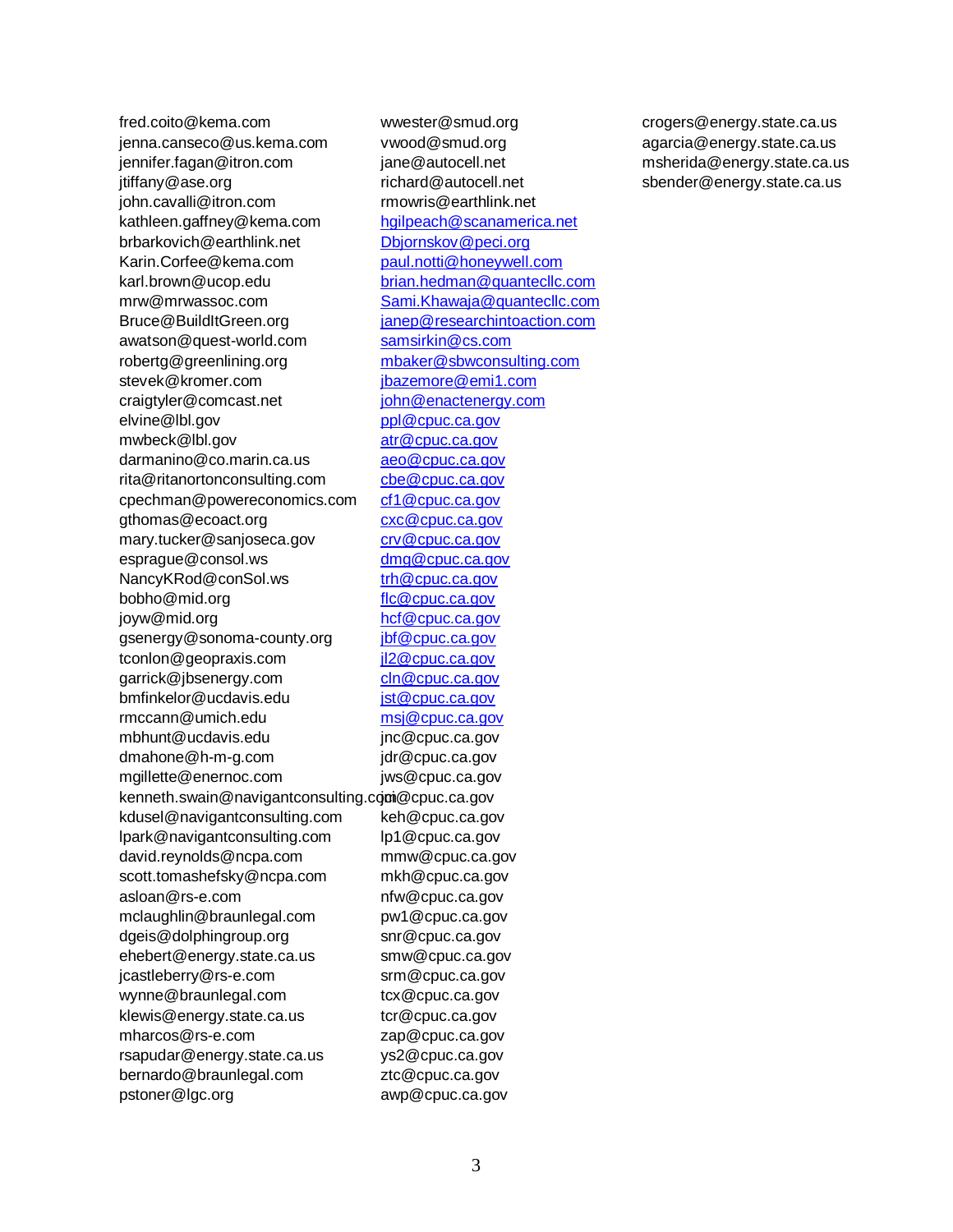fred.coito@kema.com
jenna.canseco@us.kema.com
jennifer.fagan@itron.com
jtiffany@ase.org
john.cavalli@itron.com
kathleen.gaffney@kema.com
brbarkovich@earthlink.net
Karin.Corfee@kema.com
karl.brown@ucop.edu
mrw@mrwassoc.com
Bruce@BuildItGreen.org
awatson@quest-world.com
robertg@greenlining.org
stevek@kromer.com
craigtyler@comcast.net
elvine@lbl.gov
mwbeck@lbl.gov
darmanino@co.marin.ca.us
rita@ritanortonconsulting.com
cpechman@powereconomics.com
gthomas@ecoact.org
mary.tucker@sanjoseca.gov
esprague@consol.ws
NancyKRod@conSol.ws
bobho@mid.org
joyw@mid.org
gsenergy@sonoma-county.org
tconlon@geopraxis.com
garrick@jbsenergy.com
bmfinkelor@ucdavis.edu
rmccann@umich.edu
mbhunt@ucdavis.edu
dmahone@h-m-g.com
mgillette@enernoc.com
kenneth.swain@navigantconsulting.com
kdusel@navigantconsulting.com
lpark@navigantconsulting.com
david.reynolds@ncpa.com
scott.tomashefsky@ncpa.com
asloan@rs-e.com
mclaughlin@braunlegal.com
dgeis@dolphingroup.org
ehebert@energy.state.ca.us
jcastleberry@rs-e.com
wynne@braunlegal.com
klewis@energy.state.ca.us
mharcos@rs-e.com
rsapudar@energy.state.ca.us
bernardo@braunlegal.com
pstoner@lgc.org

wwester@smud.org
vwood@smud.org
jane@autocell.net
richard@autocell.net
rmowris@earthlink.net
hgilpeach@scanamerica.net
Dbjornskov@peci.org
paul.notti@honeywell.com
brian.hedman@quantecllc.com
Sami.Khawaja@quantecllc.com
janep@researchintoaction.com
samsirkin@cs.com
mbaker@sbwconsulting.com
jbazemore@emi1.com
john@enactenergy.com
ppl@cpuc.ca.gov
atr@cpuc.ca.gov
aeo@cpuc.ca.gov
cbe@cpuc.ca.gov
cf1@cpuc.ca.gov
cxc@cpuc.ca.gov
crv@cpuc.ca.gov
dmg@cpuc.ca.gov
trh@cpuc.ca.gov
flc@cpuc.ca.gov
hcf@cpuc.ca.gov
jbf@cpuc.ca.gov
jl2@cpuc.ca.gov
cln@cpuc.ca.gov
jst@cpuc.ca.gov
msj@cpuc.ca.gov
jnc@cpuc.ca.gov
jdr@cpuc.ca.gov
jws@cpuc.ca.gov
jci@cpuc.ca.gov
keh@cpuc.ca.gov
lp1@cpuc.ca.gov
mmw@cpuc.ca.gov
mkh@cpuc.ca.gov
nfw@cpuc.ca.gov
pw1@cpuc.ca.gov
snr@cpuc.ca.gov
smw@cpuc.ca.gov
srm@cpuc.ca.gov
tcx@cpuc.ca.gov
tcr@cpuc.ca.gov
zap@cpuc.ca.gov
ys2@cpuc.ca.gov
ztc@cpuc.ca.gov
awp@cpuc.ca.gov

crogers@energy.state.ca.us
agarcia@energy.state.ca.us
msherida@energy.state.ca.us
sbender@energy.state.ca.us